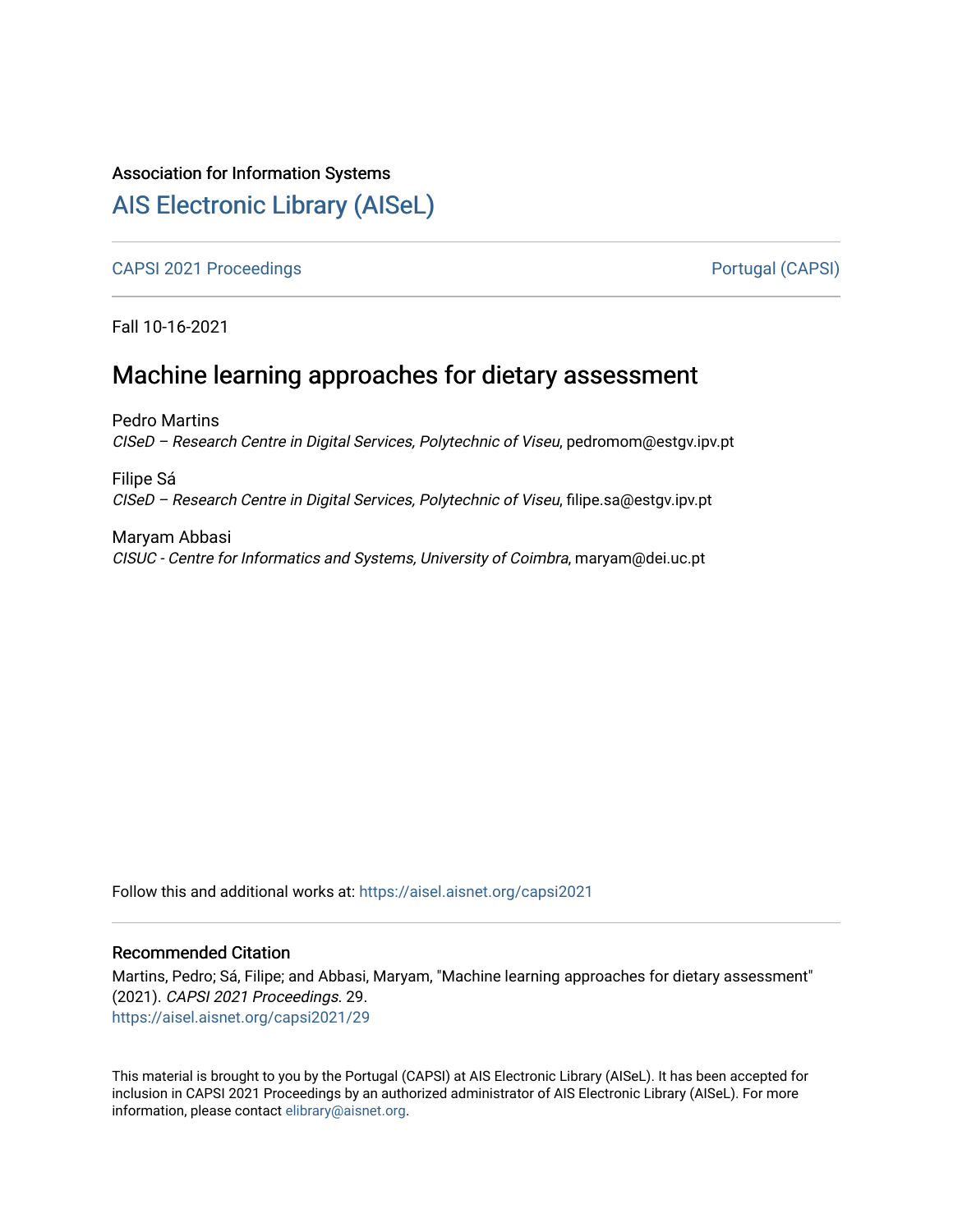Association for Information Systems

# [AIS Electronic Library (AISeL)](https://aisel.aisnet.org/)

[CAPSI 2021 Proceedings](https://aisel.aisnet.org/capsi2021) [Portugal (CAPSI)](https://aisel.aisnet.org/capsi)

Fall 10-16-2021

## Machine learning approaches for dietary assessment

Pedro Martins
*CISeD – Research Centre in Digital Services, Polytechnic of Viseu*, pedromom@estgv.ipv.pt

Filipe Sá
*CISeD – Research Centre in Digital Services, Polytechnic of Viseu*, filipe.sa@estgv.ipv.pt

Maryam Abbasi
*CISUC - Centre for Informatics and Systems, University of Coimbra*, maryam@dei.uc.pt

Follow this and additional works at: https://aisel.aisnet.org/capsi2021

### Recommended Citation

Martins, Pedro; Sá, Filipe; and Abbasi, Maryam, "Machine learning approaches for dietary assessment" (2021). *CAPSI 2021 Proceedings*. 29.
https://aisel.aisnet.org/capsi2021/29

This material is brought to you by the Portugal (CAPSI) at AIS Electronic Library (AISeL). It has been accepted for inclusion in CAPSI 2021 Proceedings by an authorized administrator of AIS Electronic Library (AISeL). For more information, please contact elibrary@aisnet.org.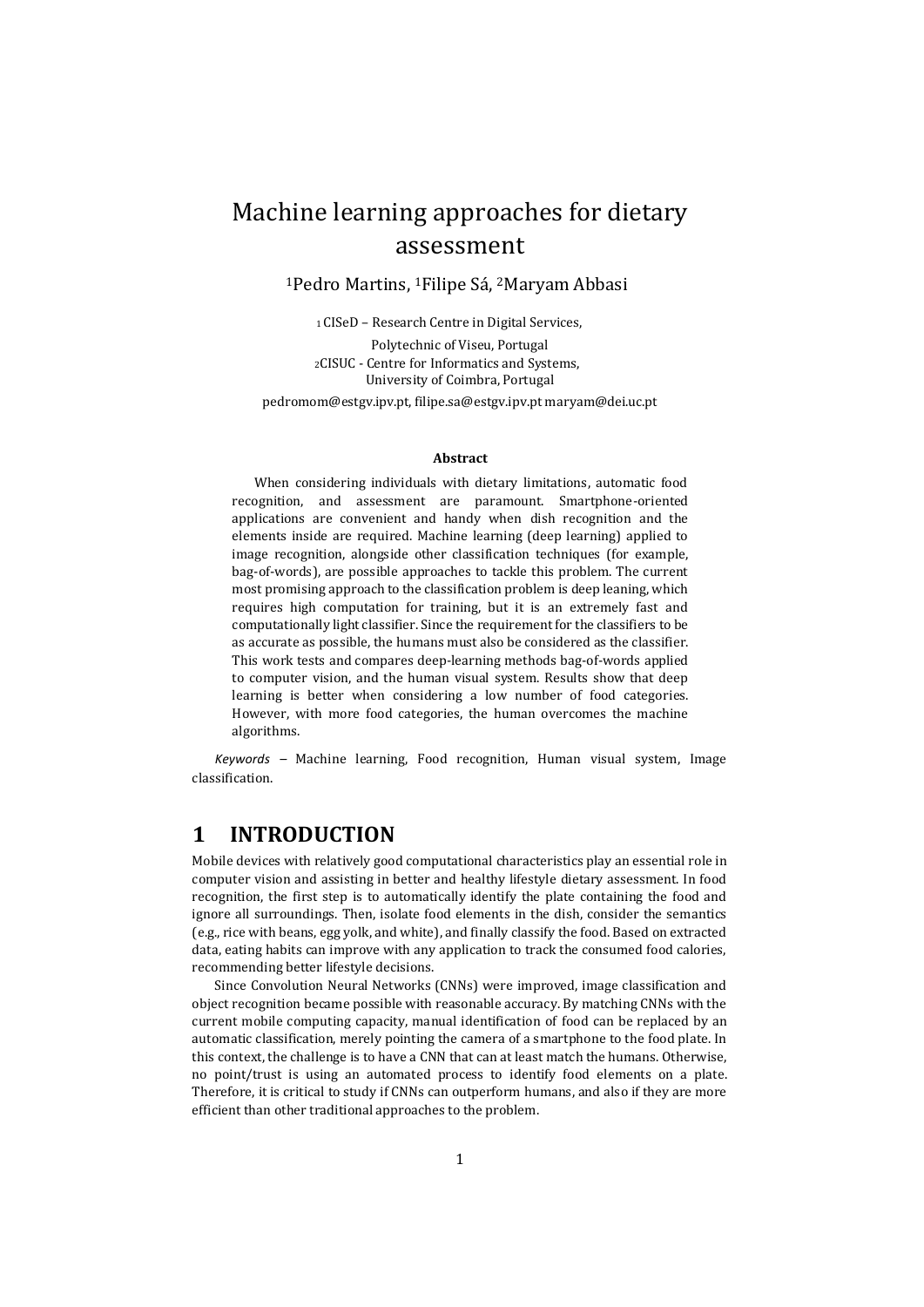# Machine learning approaches for dietary assessment

[1]Pedro Martins, [1]Filipe Sá, [2]Maryam Abbasi

[1] CISeD – Research Centre in Digital Services,
Polytechnic of Viseu, Portugal
[2]CISUC - Centre for Informatics and Systems,
University of Coimbra, Portugal

pedromom@estgv.ipv.pt, filipe.sa@estgv.ipv.pt maryam@dei.uc.pt

### Abstract

When considering individuals with dietary limitations, automatic food recognition, and assessment are paramount. Smartphone-oriented applications are convenient and handy when dish recognition and the elements inside are required. Machine learning (deep learning) applied to image recognition, alongside other classification techniques (for example, bag-of-words), are possible approaches to tackle this problem. The current most promising approach to the classification problem is deep leaning, which requires high computation for training, but it is an extremely fast and computationally light classifier. Since the requirement for the classifiers to be as accurate as possible, the humans must also be considered as the classifier. This work tests and compares deep-learning methods bag-of-words applied to computer vision, and the human visual system. Results show that deep learning is better when considering a low number of food categories. However, with more food categories, the human overcomes the machine algorithms.

*Keywords* – Machine learning, Food recognition, Human visual system, Image classification.

## 1 INTRODUCTION

Mobile devices with relatively good computational characteristics play an essential role in computer vision and assisting in better and healthy lifestyle dietary assessment. In food recognition, the first step is to automatically identify the plate containing the food and ignore all surroundings. Then, isolate food elements in the dish, consider the semantics (e.g., rice with beans, egg yolk, and white), and finally classify the food. Based on extracted data, eating habits can improve with any application to track the consumed food calories, recommending better lifestyle decisions.

Since Convolution Neural Networks (CNNs) were improved, image classification and object recognition became possible with reasonable accuracy. By matching CNNs with the current mobile computing capacity, manual identification of food can be replaced by an automatic classification, merely pointing the camera of a smartphone to the food plate. In this context, the challenge is to have a CNN that can at least match the humans. Otherwise, no point/trust is using an automated process to identify food elements on a plate. Therefore, it is critical to study if CNNs can outperform humans, and also if they are more efficient than other traditional approaches to the problem.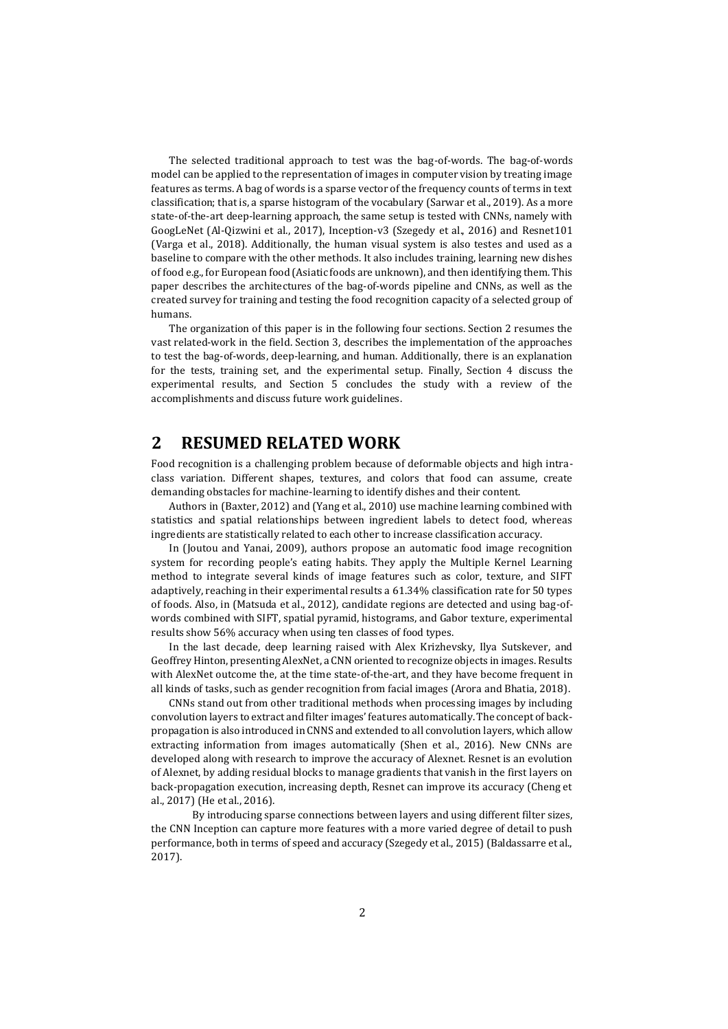The selected traditional approach to test was the bag-of-words. The bag-of-words model can be applied to the representation of images in computer vision by treating image features as terms. A bag of words is a sparse vector of the frequency counts of terms in text classification; that is, a sparse histogram of the vocabulary (Sarwar et al., 2019). As a more state-of-the-art deep-learning approach, the same setup is tested with CNNs, namely with GoogLeNet (Al-Qizwini et al., 2017), Inception-v3 (Szegedy et al., 2016) and Resnet101 (Varga et al., 2018). Additionally, the human visual system is also testes and used as a baseline to compare with the other methods. It also includes training, learning new dishes of food e.g., for European food (Asiatic foods are unknown), and then identifying them. This paper describes the architectures of the bag-of-words pipeline and CNNs, as well as the created survey for training and testing the food recognition capacity of a selected group of humans.

The organization of this paper is in the following four sections. Section 2 resumes the vast related-work in the field. Section 3, describes the implementation of the approaches to test the bag-of-words, deep-learning, and human. Additionally, there is an explanation for the tests, training set, and the experimental setup. Finally, Section 4 discuss the experimental results, and Section 5 concludes the study with a review of the accomplishments and discuss future work guidelines.

## 2 RESUMED RELATED WORK

Food recognition is a challenging problem because of deformable objects and high intra-class variation. Different shapes, textures, and colors that food can assume, create demanding obstacles for machine-learning to identify dishes and their content.

Authors in (Baxter, 2012) and (Yang et al., 2010) use machine learning combined with statistics and spatial relationships between ingredient labels to detect food, whereas ingredients are statistically related to each other to increase classification accuracy.

In (Joutou and Yanai, 2009), authors propose an automatic food image recognition system for recording people's eating habits. They apply the Multiple Kernel Learning method to integrate several kinds of image features such as color, texture, and SIFT adaptively, reaching in their experimental results a 61.34% classification rate for 50 types of foods. Also, in (Matsuda et al., 2012), candidate regions are detected and using bag-of-words combined with SIFT, spatial pyramid, histograms, and Gabor texture, experimental results show 56% accuracy when using ten classes of food types.

In the last decade, deep learning raised with Alex Krizhevsky, Ilya Sutskever, and Geoffrey Hinton, presenting AlexNet, a CNN oriented to recognize objects in images. Results with AlexNet outcome the, at the time state-of-the-art, and they have become frequent in all kinds of tasks, such as gender recognition from facial images (Arora and Bhatia, 2018).

CNNs stand out from other traditional methods when processing images by including convolution layers to extract and filter images' features automatically. The concept of back-propagation is also introduced in CNNS and extended to all convolution layers, which allow extracting information from images automatically (Shen et al., 2016). New CNNs are developed along with research to improve the accuracy of Alexnet. Resnet is an evolution of Alexnet, by adding residual blocks to manage gradients that vanish in the first layers on back-propagation execution, increasing depth, Resnet can improve its accuracy (Cheng et al., 2017) (He et al., 2016).

By introducing sparse connections between layers and using different filter sizes, the CNN Inception can capture more features with a more varied degree of detail to push performance, both in terms of speed and accuracy (Szegedy et al., 2015) (Baldassarre et al., 2017).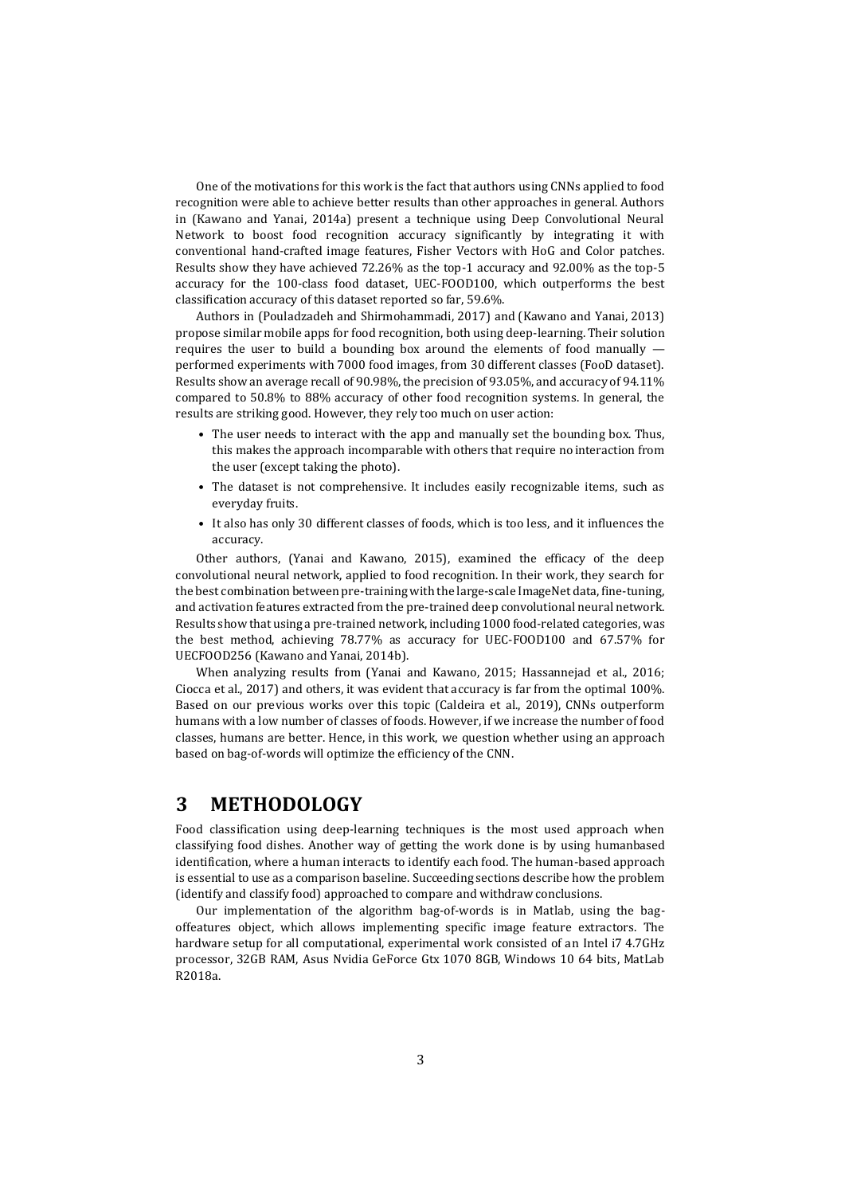One of the motivations for this work is the fact that authors using CNNs applied to food recognition were able to achieve better results than other approaches in general. Authors in (Kawano and Yanai, 2014a) present a technique using Deep Convolutional Neural Network to boost food recognition accuracy significantly by integrating it with conventional hand-crafted image features, Fisher Vectors with HoG and Color patches. Results show they have achieved 72.26% as the top-1 accuracy and 92.00% as the top-5 accuracy for the 100-class food dataset, UEC-FOOD100, which outperforms the best classification accuracy of this dataset reported so far, 59.6%.

Authors in (Pouladzadeh and Shirmohammadi, 2017) and (Kawano and Yanai, 2013) propose similar mobile apps for food recognition, both using deep-learning. Their solution requires the user to build a bounding box around the elements of food manually — performed experiments with 7000 food images, from 30 different classes (FooD dataset). Results show an average recall of 90.98%, the precision of 93.05%, and accuracy of 94.11% compared to 50.8% to 88% accuracy of other food recognition systems. In general, the results are striking good. However, they rely too much on user action:

- The user needs to interact with the app and manually set the bounding box. Thus, this makes the approach incomparable with others that require no interaction from the user (except taking the photo).
- The dataset is not comprehensive. It includes easily recognizable items, such as everyday fruits.
- It also has only 30 different classes of foods, which is too less, and it influences the accuracy.

Other authors, (Yanai and Kawano, 2015), examined the efficacy of the deep convolutional neural network, applied to food recognition. In their work, they search for the best combination between pre-training with the large-scale ImageNet data, fine-tuning, and activation features extracted from the pre-trained deep convolutional neural network. Results show that using a pre-trained network, including 1000 food-related categories, was the best method, achieving 78.77% as accuracy for UEC-FOOD100 and 67.57% for UECFOOD256 (Kawano and Yanai, 2014b).

When analyzing results from (Yanai and Kawano, 2015; Hassannejad et al., 2016; Ciocca et al., 2017) and others, it was evident that accuracy is far from the optimal 100%. Based on our previous works over this topic (Caldeira et al., 2019), CNNs outperform humans with a low number of classes of foods. However, if we increase the number of food classes, humans are better. Hence, in this work, we question whether using an approach based on bag-of-words will optimize the efficiency of the CNN.

# 3 METHODOLOGY

Food classification using deep-learning techniques is the most used approach when classifying food dishes. Another way of getting the work done is by using humanbased identification, where a human interacts to identify each food. The human-based approach is essential to use as a comparison baseline. Succeeding sections describe how the problem (identify and classify food) approached to compare and withdraw conclusions.

Our implementation of the algorithm bag-of-words is in Matlab, using the bag-offeatures object, which allows implementing specific image feature extractors. The hardware setup for all computational, experimental work consisted of an Intel i7 4.7GHz processor, 32GB RAM, Asus Nvidia GeForce Gtx 1070 8GB, Windows 10 64 bits, MatLab R2018a.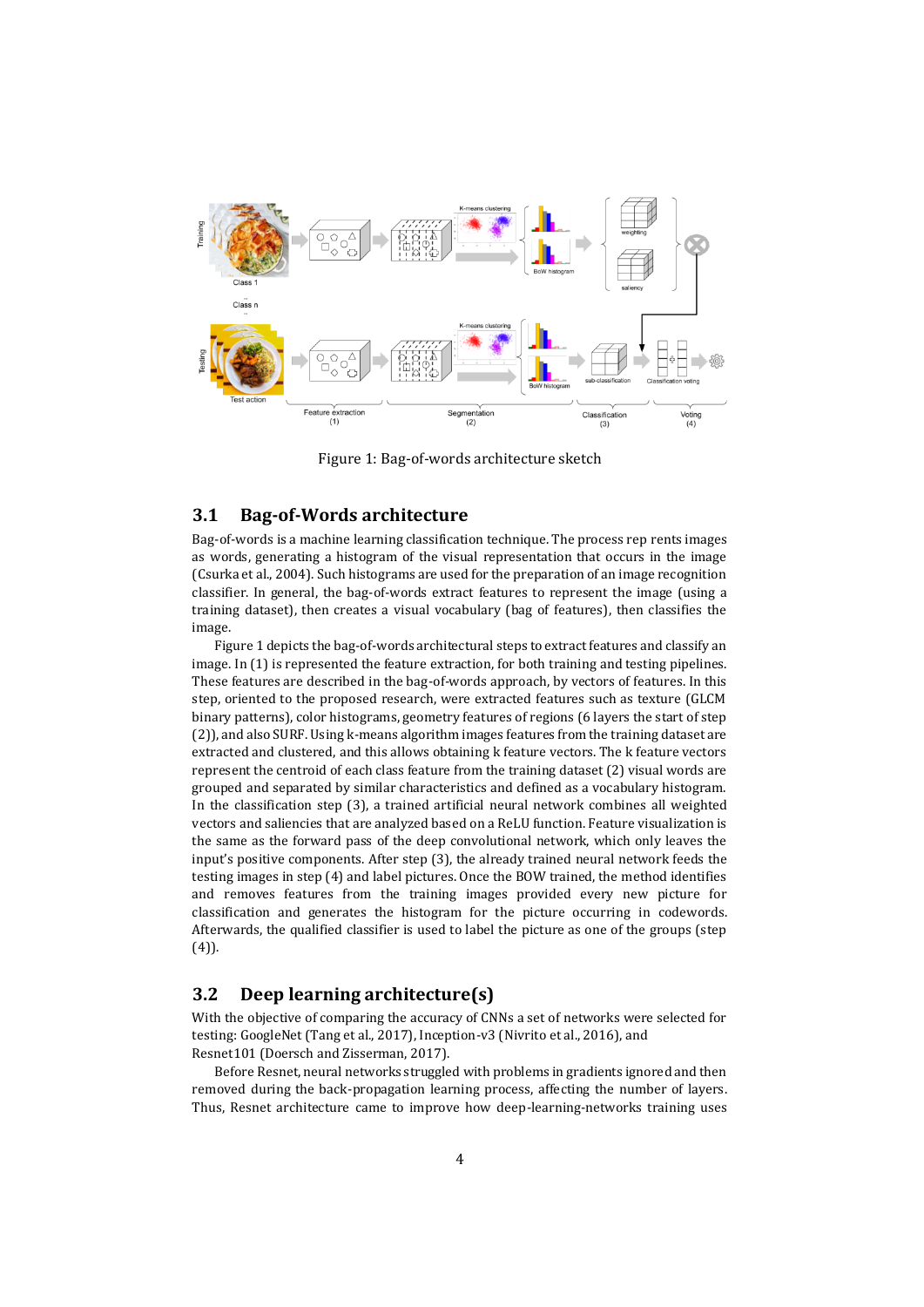Figure 1: Bag-of-words architecture sketch

## 3.1 Bag-of-Words architecture

Bag-of-words is a machine learning classification technique. The process rep rents images as words, generating a histogram of the visual representation that occurs in the image (Csurka et al., 2004). Such histograms are used for the preparation of an image recognition classifier. In general, the bag-of-words extract features to represent the image (using a training dataset), then creates a visual vocabulary (bag of features), then classifies the image.

Figure 1 depicts the bag-of-words architectural steps to extract features and classify an image. In (1) is represented the feature extraction, for both training and testing pipelines. These features are described in the bag-of-words approach, by vectors of features. In this step, oriented to the proposed research, were extracted features such as texture (GLCM binary patterns), color histograms, geometry features of regions (6 layers the start of step (2)), and also SURF. Using k-means algorithm images features from the training dataset are extracted and clustered, and this allows obtaining k feature vectors. The k feature vectors represent the centroid of each class feature from the training dataset (2) visual words are grouped and separated by similar characteristics and defined as a vocabulary histogram. In the classification step (3), a trained artificial neural network combines all weighted vectors and saliencies that are analyzed based on a ReLU function. Feature visualization is the same as the forward pass of the deep convolutional network, which only leaves the input's positive components. After step (3), the already trained neural network feeds the testing images in step (4) and label pictures. Once the BOW trained, the method identifies and removes features from the training images provided every new picture for classification and generates the histogram for the picture occurring in codewords. Afterwards, the qualified classifier is used to label the picture as one of the groups (step (4)).

## 3.2 Deep learning architecture(s)

With the objective of comparing the accuracy of CNNs a set of networks were selected for testing: GoogleNet (Tang et al., 2017), Inception-v3 (Nivrito et al., 2016), and Resnet101 (Doersch and Zisserman, 2017).

Before Resnet, neural networks struggled with problems in gradients ignored and then removed during the back-propagation learning process, affecting the number of layers. Thus, Resnet architecture came to improve how deep-learning-networks training uses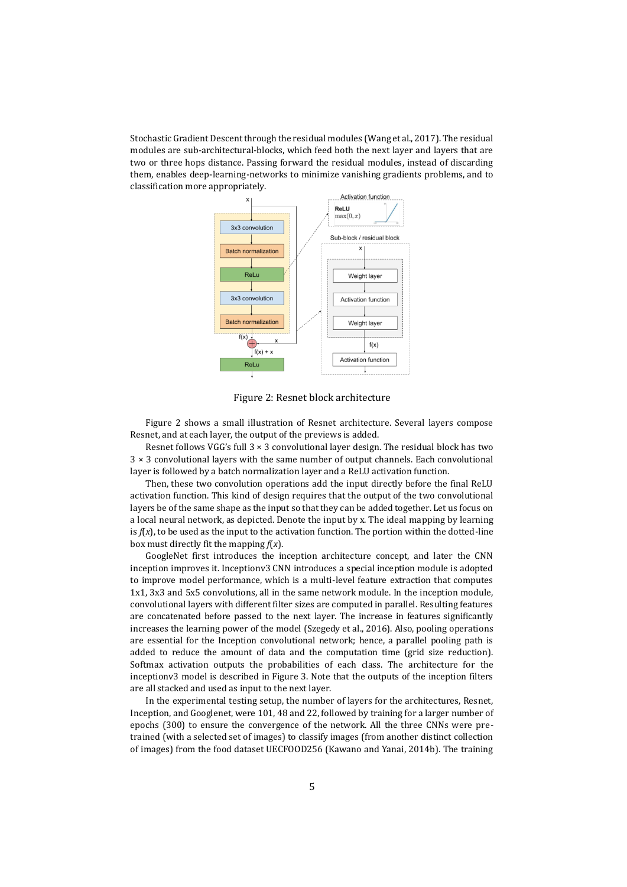Stochastic Gradient Descent through the residual modules (Wang et al., 2017). The residual modules are sub-architectural-blocks, which feed both the next layer and layers that are two or three hops distance. Passing forward the residual modules, instead of discarding them, enables deep-learning-networks to minimize vanishing gradients problems, and to classification more appropriately.

Figure 2: Resnet block architecture

Figure 2 shows a small illustration of Resnet architecture. Several layers compose Resnet, and at each layer, the output of the previews is added.

Resnet follows VGG's full 3 × 3 convolutional layer design. The residual block has two 3 × 3 convolutional layers with the same number of output channels. Each convolutional layer is followed by a batch normalization layer and a ReLU activation function.

Then, these two convolution operations add the input directly before the final ReLU activation function. This kind of design requires that the output of the two convolutional layers be of the same shape as the input so that they can be added together. Let us focus on a local neural network, as depicted. Denote the input by x. The ideal mapping by learning is $f(x)$, to be used as the input to the activation function. The portion within the dotted-line box must directly fit the mapping $f(x)$.

GoogleNet first introduces the inception architecture concept, and later the CNN inception improves it. Inceptionv3 CNN introduces a special inception module is adopted to improve model performance, which is a multi-level feature extraction that computes 1x1, 3x3 and 5x5 convolutions, all in the same network module. In the inception module, convolutional layers with different filter sizes are computed in parallel. Resulting features are concatenated before passed to the next layer. The increase in features significantly increases the learning power of the model (Szegedy et al., 2016). Also, pooling operations are essential for the Inception convolutional network; hence, a parallel pooling path is added to reduce the amount of data and the computation time (grid size reduction). Softmax activation outputs the probabilities of each class. The architecture for the inceptionv3 model is described in Figure 3. Note that the outputs of the inception filters are all stacked and used as input to the next layer.

In the experimental testing setup, the number of layers for the architectures, Resnet, Inception, and Googlenet, were 101, 48 and 22, followed by training for a larger number of epochs (300) to ensure the convergence of the network. All the three CNNs were pre-trained (with a selected set of images) to classify images (from another distinct collection of images) from the food dataset UECFOOD256 (Kawano and Yanai, 2014b). The training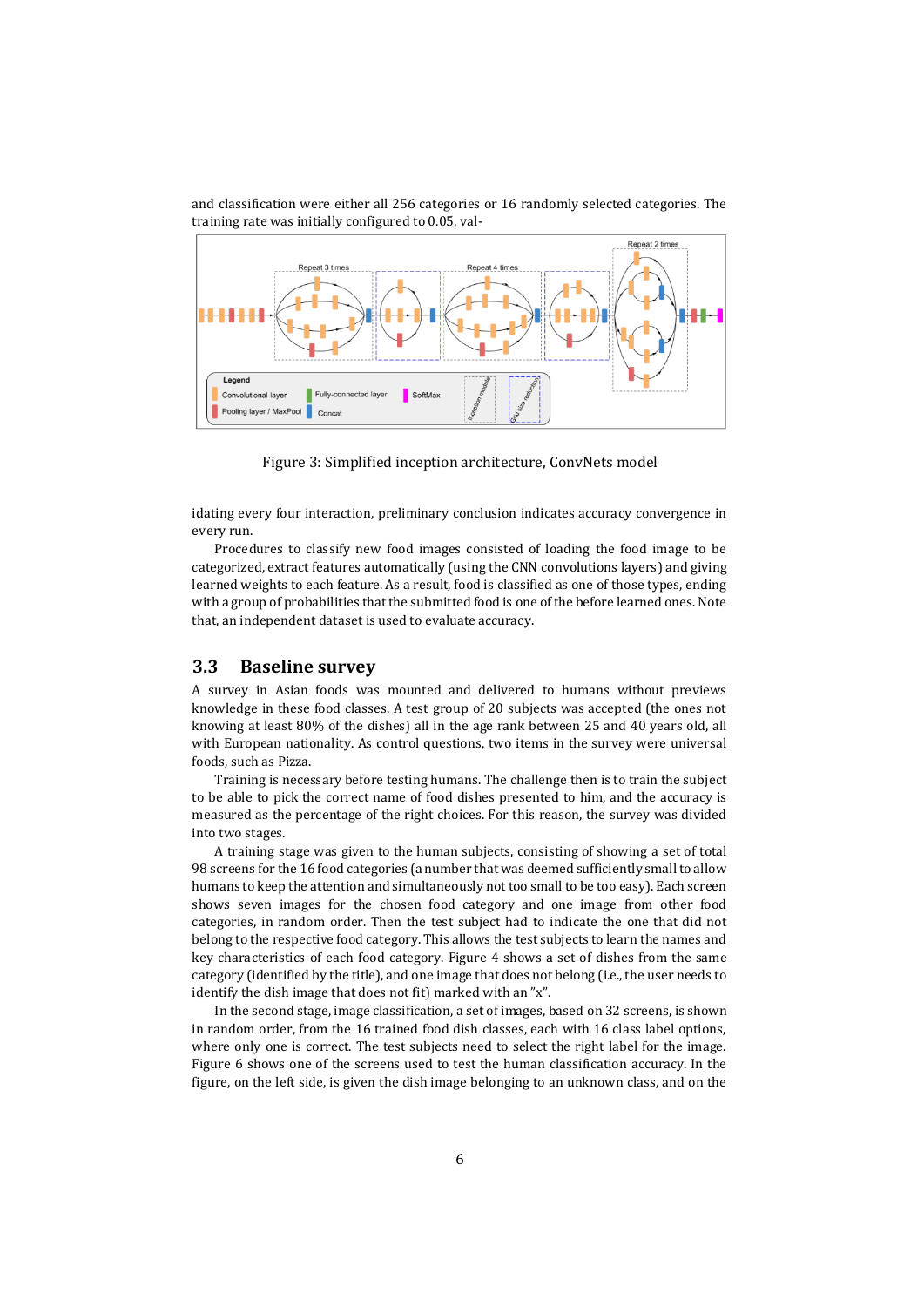and classification were either all 256 categories or 16 randomly selected categories. The training rate was initially configured to 0.05, val-

Figure 3: Simplified inception architecture, ConvNets model

idating every four interaction, preliminary conclusion indicates accuracy convergence in every run.

Procedures to classify new food images consisted of loading the food image to be categorized, extract features automatically (using the CNN convolutions layers) and giving learned weights to each feature. As a result, food is classified as one of those types, ending with a group of probabilities that the submitted food is one of the before learned ones. Note that, an independent dataset is used to evaluate accuracy.

## 3.3 Baseline survey

A survey in Asian foods was mounted and delivered to humans without previews knowledge in these food classes. A test group of 20 subjects was accepted (the ones not knowing at least 80% of the dishes) all in the age rank between 25 and 40 years old, all with European nationality. As control questions, two items in the survey were universal foods, such as Pizza.

Training is necessary before testing humans. The challenge then is to train the subject to be able to pick the correct name of food dishes presented to him, and the accuracy is measured as the percentage of the right choices. For this reason, the survey was divided into two stages.

A training stage was given to the human subjects, consisting of showing a set of total 98 screens for the 16 food categories (a number that was deemed sufficiently small to allow humans to keep the attention and simultaneously not too small to be too easy). Each screen shows seven images for the chosen food category and one image from other food categories, in random order. Then the test subject had to indicate the one that did not belong to the respective food category. This allows the test subjects to learn the names and key characteristics of each food category. Figure 4 shows a set of dishes from the same category (identified by the title), and one image that does not belong (i.e., the user needs to identify the dish image that does not fit) marked with an "x".

In the second stage, image classification, a set of images, based on 32 screens, is shown in random order, from the 16 trained food dish classes, each with 16 class label options, where only one is correct. The test subjects need to select the right label for the image. Figure 6 shows one of the screens used to test the human classification accuracy. In the figure, on the left side, is given the dish image belonging to an unknown class, and on the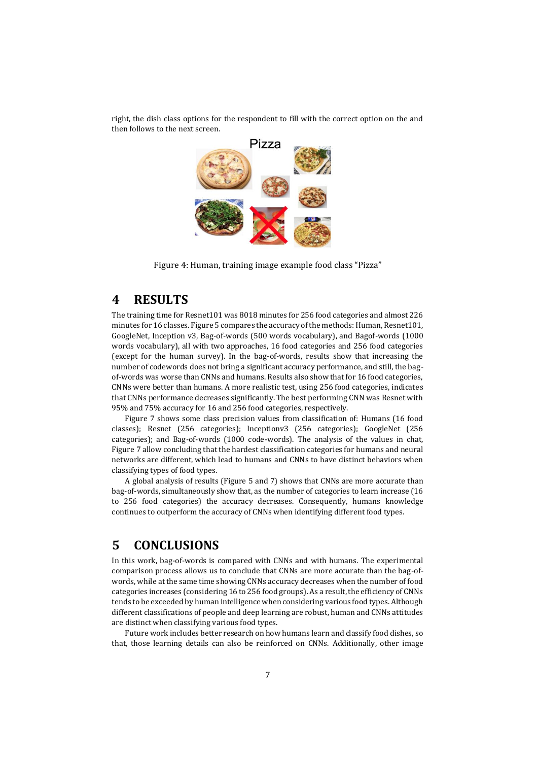right, the dish class options for the respondent to fill with the correct option on the and then follows to the next screen.

Figure 4: Human, training image example food class "Pizza"

# 4 RESULTS

The training time for Resnet101 was 8018 minutes for 256 food categories and almost 226 minutes for 16 classes. Figure 5 compares the accuracy of the methods: Human, Resnet101, GoogleNet, Inception v3, Bag-of-words (500 words vocabulary), and Bagof-words (1000 words vocabulary), all with two approaches, 16 food categories and 256 food categories (except for the human survey). In the bag-of-words, results show that increasing the number of codewords does not bring a significant accuracy performance, and still, the bag-of-words was worse than CNNs and humans. Results also show that for 16 food categories, CNNs were better than humans. A more realistic test, using 256 food categories, indicates that CNNs performance decreases significantly. The best performing CNN was Resnet with 95% and 75% accuracy for 16 and 256 food categories, respectively.

Figure 7 shows some class precision values from classification of: Humans (16 food classes); Resnet (256 categories); Inceptionv3 (256 categories); GoogleNet (256 categories); and Bag-of-words (1000 code-words). The analysis of the values in chat, Figure 7 allow concluding that the hardest classification categories for humans and neural networks are different, which lead to humans and CNNs to have distinct behaviors when classifying types of food types.

A global analysis of results (Figure 5 and 7) shows that CNNs are more accurate than bag-of-words, simultaneously show that, as the number of categories to learn increase (16 to 256 food categories) the accuracy decreases. Consequently, humans knowledge continues to outperform the accuracy of CNNs when identifying different food types.

# 5 CONCLUSIONS

In this work, bag-of-words is compared with CNNs and with humans. The experimental comparison process allows us to conclude that CNNs are more accurate than the bag-of-words, while at the same time showing CNNs accuracy decreases when the number of food categories increases (considering 16 to 256 food groups). As a result, the efficiency of CNNs tends to be exceeded by human intelligence when considering various food types. Although different classifications of people and deep learning are robust, human and CNNs attitudes are distinct when classifying various food types.

Future work includes better research on how humans learn and classify food dishes, so that, those learning details can also be reinforced on CNNs. Additionally, other image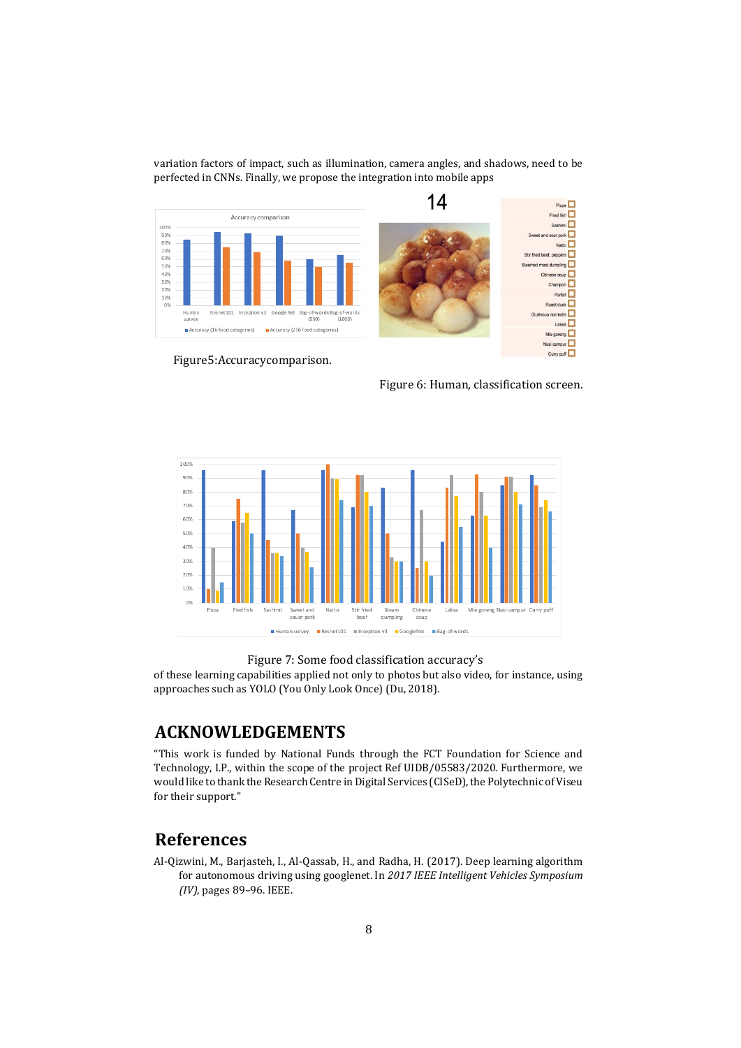variation factors of impact, such as illumination, camera angles, and shadows, need to be perfected in CNNs. Finally, we propose the integration into mobile apps

Figure5:Accuracycomparison.

Figure 6: Human, classification screen.

Figure 7: Some food classification accuracy's

of these learning capabilities applied not only to photos but also video, for instance, using approaches such as YOLO (You Only Look Once) (Du, 2018).

## ACKNOWLEDGEMENTS

"This work is funded by National Funds through the FCT Foundation for Science and Technology, I.P., within the scope of the project Ref UIDB/05583/2020. Furthermore, we would like to thank the Research Centre in Digital Services (CISeD), the Polytechnic of Viseu for their support."

## References

Al-Qizwini, M., Barjasteh, I., Al-Qassab, H., and Radha, H. (2017). Deep learning algorithm for autonomous driving using googlenet. In *2017 IEEE Intelligent Vehicles Symposium (IV)*, pages 89–96. IEEE.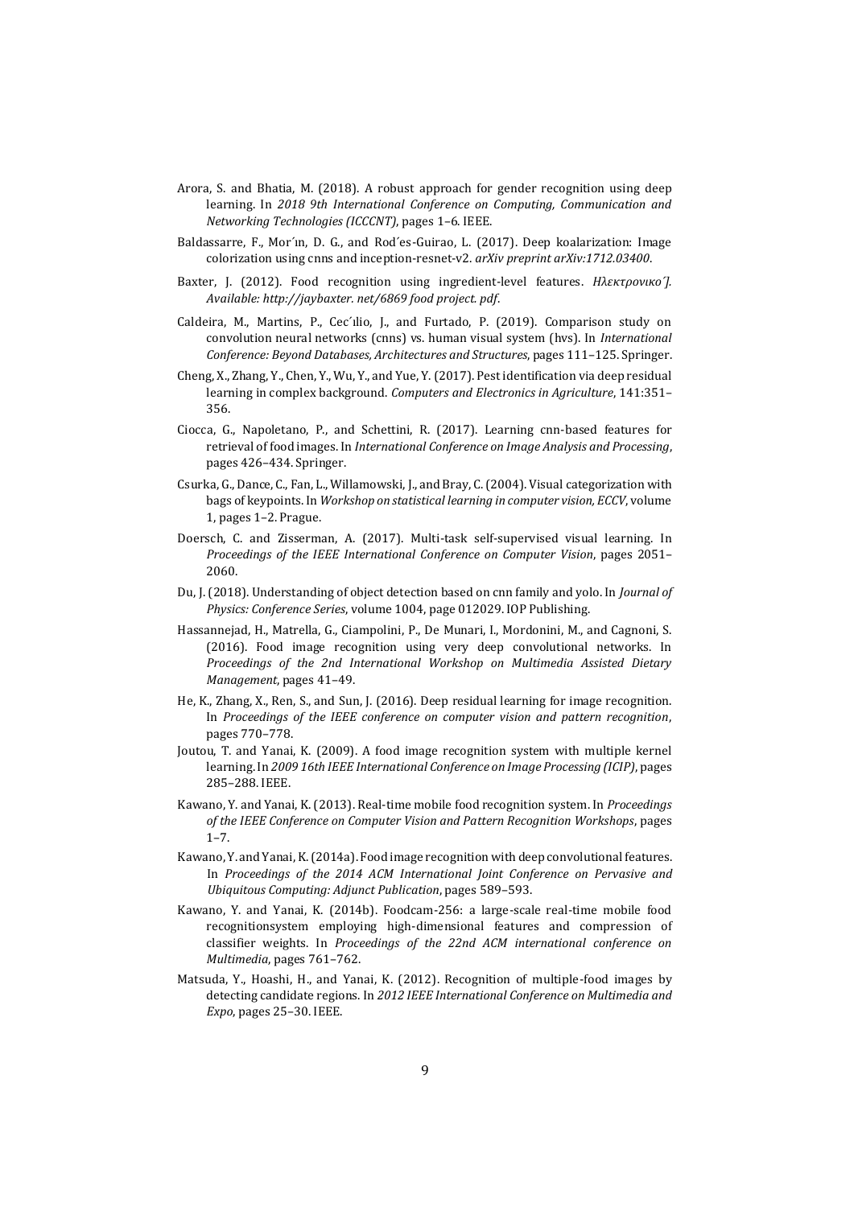Arora, S. and Bhatia, M. (2018). A robust approach for gender recognition using deep learning. In *2018 9th International Conference on Computing, Communication and Networking Technologies (ICCCNT)*, pages 1–6. IEEE.

Baldassarre, F., Mor´ın, D. G., and Rod´es-Guirao, L. (2017). Deep koalarization: Image colorization using cnns and inception-resnet-v2. *arXiv preprint arXiv:1712.03400*.

Baxter, J. (2012). Food recognition using ingredient-level features. *Ηλεκτρονικο´]. Available: http://jaybaxter. net/6869 food project. pdf*.

Caldeira, M., Martins, P., Cec´ılio, J., and Furtado, P. (2019). Comparison study on convolution neural networks (cnns) vs. human visual system (hvs). In *International Conference: Beyond Databases, Architectures and Structures*, pages 111–125. Springer.

Cheng, X., Zhang, Y., Chen, Y., Wu, Y., and Yue, Y. (2017). Pest identification via deep residual learning in complex background. *Computers and Electronics in Agriculture*, 141:351–356.

Ciocca, G., Napoletano, P., and Schettini, R. (2017). Learning cnn-based features for retrieval of food images. In *International Conference on Image Analysis and Processing*, pages 426–434. Springer.

Csurka, G., Dance, C., Fan, L., Willamowski, J., and Bray, C. (2004). Visual categorization with bags of keypoints. In *Workshop on statistical learning in computer vision, ECCV*, volume 1, pages 1–2. Prague.

Doersch, C. and Zisserman, A. (2017). Multi-task self-supervised visual learning. In *Proceedings of the IEEE International Conference on Computer Vision*, pages 2051–2060.

Du, J. (2018). Understanding of object detection based on cnn family and yolo. In *Journal of Physics: Conference Series*, volume 1004, page 012029. IOP Publishing.

Hassannejad, H., Matrella, G., Ciampolini, P., De Munari, I., Mordonini, M., and Cagnoni, S. (2016). Food image recognition using very deep convolutional networks. In *Proceedings of the 2nd International Workshop on Multimedia Assisted Dietary Management*, pages 41–49.

He, K., Zhang, X., Ren, S., and Sun, J. (2016). Deep residual learning for image recognition. In *Proceedings of the IEEE conference on computer vision and pattern recognition*, pages 770–778.

Joutou, T. and Yanai, K. (2009). A food image recognition system with multiple kernel learning. In *2009 16th IEEE International Conference on Image Processing (ICIP)*, pages 285–288. IEEE.

Kawano, Y. and Yanai, K. (2013). Real-time mobile food recognition system. In *Proceedings of the IEEE Conference on Computer Vision and Pattern Recognition Workshops*, pages 1–7.

Kawano, Y. and Yanai, K. (2014a). Food image recognition with deep convolutional features. In *Proceedings of the 2014 ACM International Joint Conference on Pervasive and Ubiquitous Computing: Adjunct Publication*, pages 589–593.

Kawano, Y. and Yanai, K. (2014b). Foodcam-256: a large-scale real-time mobile food recognitionsystem employing high-dimensional features and compression of classifier weights. In *Proceedings of the 22nd ACM international conference on Multimedia*, pages 761–762.

Matsuda, Y., Hoashi, H., and Yanai, K. (2012). Recognition of multiple-food images by detecting candidate regions. In *2012 IEEE International Conference on Multimedia and Expo*, pages 25–30. IEEE.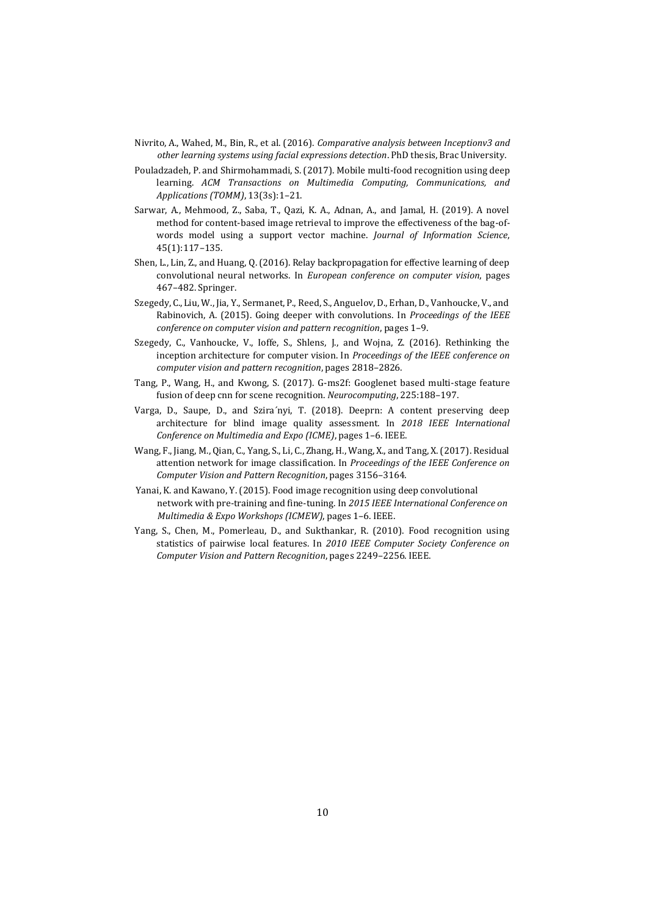Nivrito, A., Wahed, M., Bin, R., et al. (2016). *Comparative analysis between Inceptionv3 and other learning systems using facial expressions detection*. PhD thesis, Brac University.

Pouladzadeh, P. and Shirmohammadi, S. (2017). Mobile multi-food recognition using deep learning. *ACM Transactions on Multimedia Computing, Communications, and Applications (TOMM)*, 13(3s):1–21.

Sarwar, A., Mehmood, Z., Saba, T., Qazi, K. A., Adnan, A., and Jamal, H. (2019). A novel method for content-based image retrieval to improve the effectiveness of the bag-of-words model using a support vector machine. *Journal of Information Science*, 45(1):117–135.

Shen, L., Lin, Z., and Huang, Q. (2016). Relay backpropagation for effective learning of deep convolutional neural networks. In *European conference on computer vision*, pages 467–482. Springer.

Szegedy, C., Liu, W., Jia, Y., Sermanet, P., Reed, S., Anguelov, D., Erhan, D., Vanhoucke, V., and Rabinovich, A. (2015). Going deeper with convolutions. In *Proceedings of the IEEE conference on computer vision and pattern recognition*, pages 1–9.

Szegedy, C., Vanhoucke, V., Ioffe, S., Shlens, J., and Wojna, Z. (2016). Rethinking the inception architecture for computer vision. In *Proceedings of the IEEE conference on computer vision and pattern recognition*, pages 2818–2826.

Tang, P., Wang, H., and Kwong, S. (2017). G-ms2f: Googlenet based multi-stage feature fusion of deep cnn for scene recognition. *Neurocomputing*, 225:188–197.

Varga, D., Saupe, D., and Szira´nyi, T. (2018). Deeprn: A content preserving deep architecture for blind image quality assessment. In *2018 IEEE International Conference on Multimedia and Expo (ICME)*, pages 1–6. IEEE.

Wang, F., Jiang, M., Qian, C., Yang, S., Li, C., Zhang, H., Wang, X., and Tang, X. (2017). Residual attention network for image classification. In *Proceedings of the IEEE Conference on Computer Vision and Pattern Recognition*, pages 3156–3164.

Yanai, K. and Kawano, Y. (2015). Food image recognition using deep convolutional network with pre-training and fine-tuning. In *2015 IEEE International Conference on Multimedia & Expo Workshops (ICMEW)*, pages 1–6. IEEE.

Yang, S., Chen, M., Pomerleau, D., and Sukthankar, R. (2010). Food recognition using statistics of pairwise local features. In *2010 IEEE Computer Society Conference on Computer Vision and Pattern Recognition*, pages 2249–2256. IEEE.